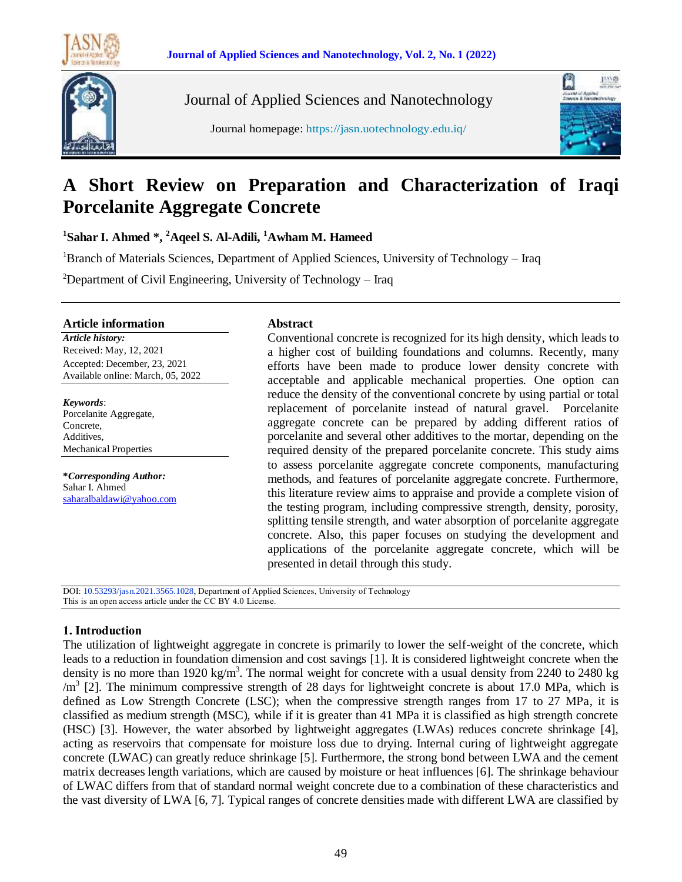Journal of Applied Sciences and Nanotechnology

Journal homepage: https://jasn.uotechnology.edu.iq/

# A Short Review on Preparation and Characterization of Iraqi Porcelanite Aggregate Concrete

**[1]Sahar I. Ahmed \*, [2]Aqeel S. Al-Adili, [1]Awham M. Hameed**

[1]Branch of Materials Sciences, Department of Applied Sciences, University of Technology – Iraq

[2]Department of Civil Engineering, University of Technology – Iraq

## Article information

***Article history:***
Received: May, 12, 2021
Accepted: December, 23, 2021
Available online: March, 05, 2022

***Keywords***:
Porcelanite Aggregate,
Concrete,
Additives,
Mechanical Properties

***\*Corresponding Author:***
Sahar I. Ahmed
saharalbaldawi@yahoo.com

## Abstract

Conventional concrete is recognized for its high density, which leads to a higher cost of building foundations and columns. Recently, many efforts have been made to produce lower density concrete with acceptable and applicable mechanical properties. One option can reduce the density of the conventional concrete by using partial or total replacement of porcelanite instead of natural gravel. Porcelanite aggregate concrete can be prepared by adding different ratios of porcelanite and several other additives to the mortar, depending on the required density of the prepared porcelanite concrete. This study aims to assess porcelanite aggregate concrete components, manufacturing methods, and features of porcelanite aggregate concrete. Furthermore, this literature review aims to appraise and provide a complete vision of the testing program, including compressive strength, density, porosity, splitting tensile strength, and water absorption of porcelanite aggregate concrete. Also, this paper focuses on studying the development and applications of the porcelanite aggregate concrete, which will be presented in detail through this study.

DOI: 10.53293/jasn.2021.3565.1028, Department of Applied Sciences, University of Technology
This is an open access article under the CC BY 4.0 License.

## 1. Introduction

The utilization of lightweight aggregate in concrete is primarily to lower the self-weight of the concrete, which leads to a reduction in foundation dimension and cost savings [1]. It is considered lightweight concrete when the density is no more than 1920 kg/m$^3$. The normal weight for concrete with a usual density from 2240 to 2480 kg /m$^3$ [2]. The minimum compressive strength of 28 days for lightweight concrete is about 17.0 MPa, which is defined as Low Strength Concrete (LSC); when the compressive strength ranges from 17 to 27 MPa, it is classified as medium strength (MSC), while if it is greater than 41 MPa it is classified as high strength concrete (HSC) [3]. However, the water absorbed by lightweight aggregates (LWAs) reduces concrete shrinkage [4], acting as reservoirs that compensate for moisture loss due to drying. Internal curing of lightweight aggregate concrete (LWAC) can greatly reduce shrinkage [5]. Furthermore, the strong bond between LWA and the cement matrix decreases length variations, which are caused by moisture or heat influences [6]. The shrinkage behaviour of LWAC differs from that of standard normal weight concrete due to a combination of these characteristics and the vast diversity of LWA [6, 7]. Typical ranges of concrete densities made with different LWA are classified by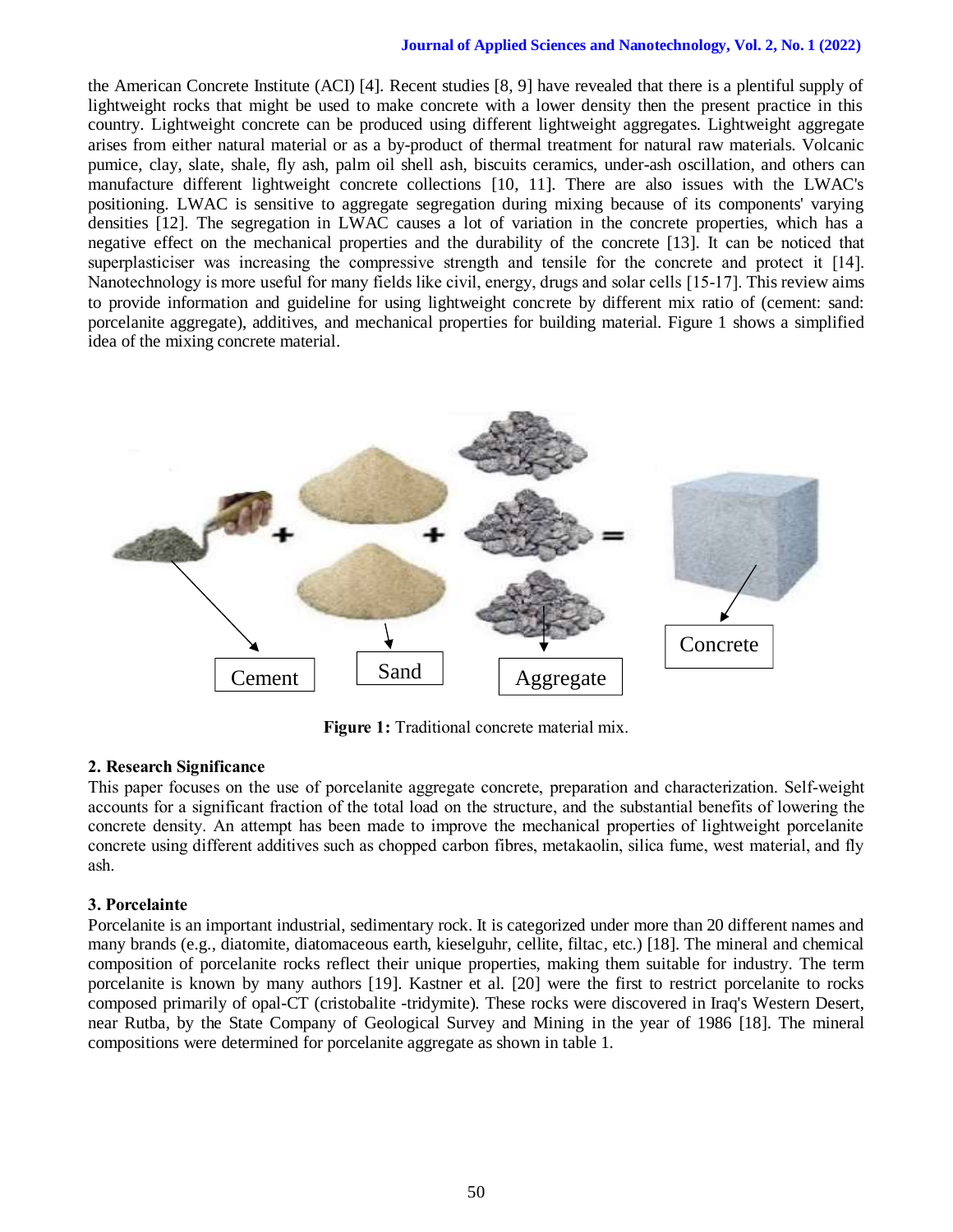the American Concrete Institute (ACI) [4]. Recent studies [8, 9] have revealed that there is a plentiful supply of lightweight rocks that might be used to make concrete with a lower density then the present practice in this country. Lightweight concrete can be produced using different lightweight aggregates. Lightweight aggregate arises from either natural material or as a by-product of thermal treatment for natural raw materials. Volcanic pumice, clay, slate, shale, fly ash, palm oil shell ash, biscuits ceramics, under-ash oscillation, and others can manufacture different lightweight concrete collections [10, 11]. There are also issues with the LWAC's positioning. LWAC is sensitive to aggregate segregation during mixing because of its components' varying densities [12]. The segregation in LWAC causes a lot of variation in the concrete properties, which has a negative effect on the mechanical properties and the durability of the concrete [13]. It can be noticed that superplasticiser was increasing the compressive strength and tensile for the concrete and protect it [14]. Nanotechnology is more useful for many fields like civil, energy, drugs and solar cells [15-17]. This review aims to provide information and guideline for using lightweight concrete by different mix ratio of (cement: sand: porcelanite aggregate), additives, and mechanical properties for building material. Figure 1 shows a simplified idea of the mixing concrete material.

**Figure 1:** Traditional concrete material mix.

## 2. Research Significance

This paper focuses on the use of porcelanite aggregate concrete, preparation and characterization. Self-weight accounts for a significant fraction of the total load on the structure, and the substantial benefits of lowering the concrete density. An attempt has been made to improve the mechanical properties of lightweight porcelanite concrete using different additives such as chopped carbon fibres, metakaolin, silica fume, west material, and fly ash.

## 3. Porcelainte

Porcelanite is an important industrial, sedimentary rock. It is categorized under more than 20 different names and many brands (e.g., diatomite, diatomaceous earth, kieselguhr, cellite, filtac, etc.) [18]. The mineral and chemical composition of porcelanite rocks reflect their unique properties, making them suitable for industry. The term porcelanite is known by many authors [19]. Kastner et al. [20] were the first to restrict porcelanite to rocks composed primarily of opal-CT (cristobalite -tridymite). These rocks were discovered in Iraq's Western Desert, near Rutba, by the State Company of Geological Survey and Mining in the year of 1986 [18]. The mineral compositions were determined for porcelanite aggregate as shown in table 1.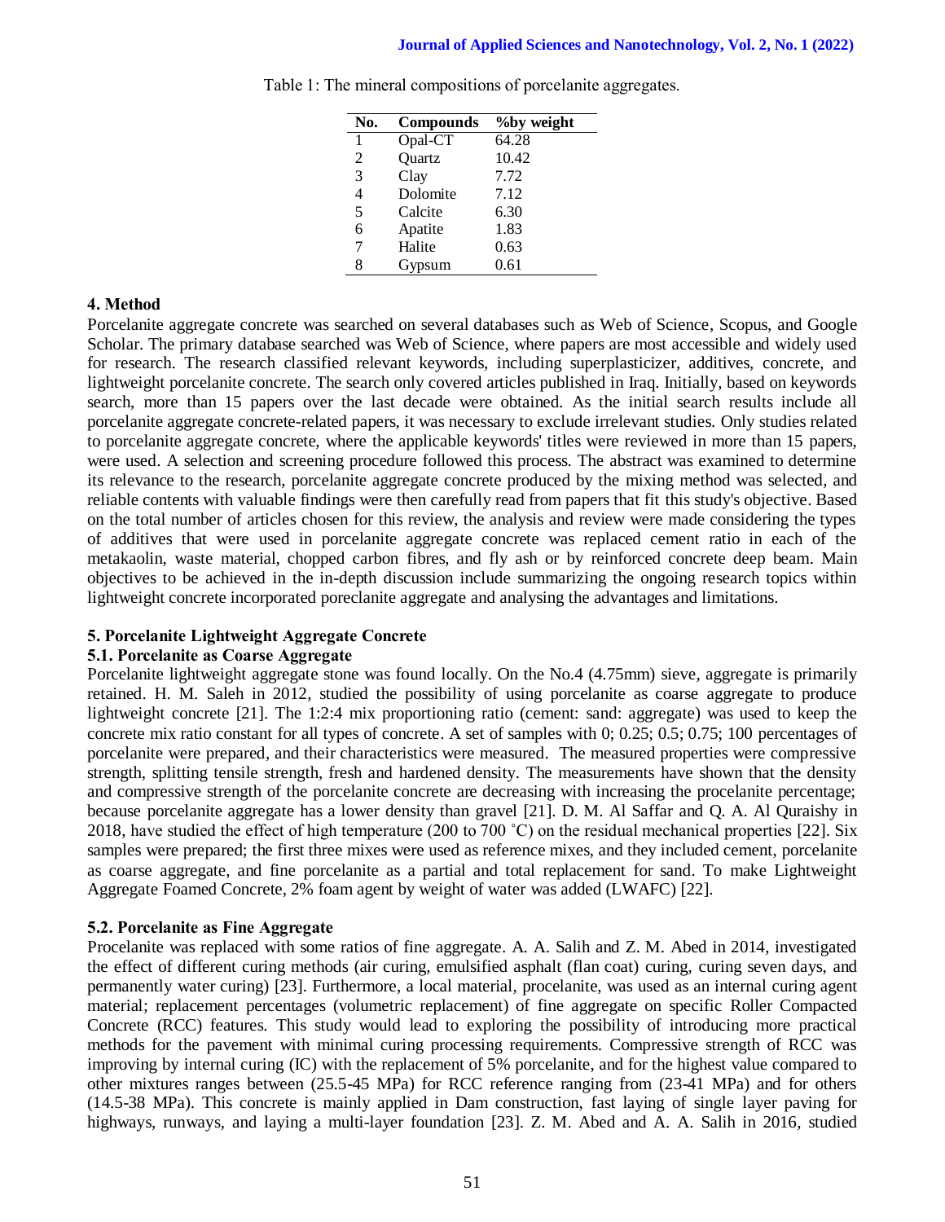Table 1: The mineral compositions of porcelanite aggregates.

| No. | Compounds | %by weight |
|---|---|---|
| 1 | Opal-CT | 64.28 |
| 2 | Quartz | 10.42 |
| 3 | Clay | 7.72 |
| 4 | Dolomite | 7.12 |
| 5 | Calcite | 6.30 |
| 6 | Apatite | 1.83 |
| 7 | Halite | 0.63 |
| 8 | Gypsum | 0.61 |

## 4. Method

Porcelanite aggregate concrete was searched on several databases such as Web of Science, Scopus, and Google Scholar. The primary database searched was Web of Science, where papers are most accessible and widely used for research. The research classified relevant keywords, including superplasticizer, additives, concrete, and lightweight porcelanite concrete. The search only covered articles published in Iraq. Initially, based on keywords search, more than 15 papers over the last decade were obtained. As the initial search results include all porcelanite aggregate concrete-related papers, it was necessary to exclude irrelevant studies. Only studies related to porcelanite aggregate concrete, where the applicable keywords' titles were reviewed in more than 15 papers, were used. A selection and screening procedure followed this process. The abstract was examined to determine its relevance to the research, porcelanite aggregate concrete produced by the mixing method was selected, and reliable contents with valuable findings were then carefully read from papers that fit this study's objective. Based on the total number of articles chosen for this review, the analysis and review were made considering the types of additives that were used in porcelanite aggregate concrete was replaced cement ratio in each of the metakaolin, waste material, chopped carbon fibres, and fly ash or by reinforced concrete deep beam. Main objectives to be achieved in the in-depth discussion include summarizing the ongoing research topics within lightweight concrete incorporated poreclanite aggregate and analysing the advantages and limitations.

## 5. Porcelanite Lightweight Aggregate Concrete

### 5.1. Porcelanite as Coarse Aggregate

Porcelanite lightweight aggregate stone was found locally. On the No.4 (4.75mm) sieve, aggregate is primarily retained. H. M. Saleh in 2012, studied the possibility of using porcelanite as coarse aggregate to produce lightweight concrete [21]. The 1:2:4 mix proportioning ratio (cement: sand: aggregate) was used to keep the concrete mix ratio constant for all types of concrete. A set of samples with 0; 0.25; 0.5; 0.75; 100 percentages of porcelanite were prepared, and their characteristics were measured. The measured properties were compressive strength, splitting tensile strength, fresh and hardened density. The measurements have shown that the density and compressive strength of the porcelanite concrete are decreasing with increasing the procelanite percentage; because porcelanite aggregate has a lower density than gravel [21]. D. M. Al Saffar and Q. A. Al Quraishy in 2018, have studied the effect of high temperature (200 to 700 ˚C) on the residual mechanical properties [22]. Six samples were prepared; the first three mixes were used as reference mixes, and they included cement, porcelanite as coarse aggregate, and fine porcelanite as a partial and total replacement for sand. To make Lightweight Aggregate Foamed Concrete, 2% foam agent by weight of water was added (LWAFC) [22].

### 5.2. Porcelanite as Fine Aggregate

Procelanite was replaced with some ratios of fine aggregate. A. A. Salih and Z. M. Abed in 2014, investigated the effect of different curing methods (air curing, emulsified asphalt (flan coat) curing, curing seven days, and permanently water curing) [23]. Furthermore, a local material, procelanite, was used as an internal curing agent material; replacement percentages (volumetric replacement) of fine aggregate on specific Roller Compacted Concrete (RCC) features. This study would lead to exploring the possibility of introducing more practical methods for the pavement with minimal curing processing requirements. Compressive strength of RCC was improving by internal curing (IC) with the replacement of 5% porcelanite, and for the highest value compared to other mixtures ranges between (25.5-45 MPa) for RCC reference ranging from (23-41 MPa) and for others (14.5-38 MPa). This concrete is mainly applied in Dam construction, fast laying of single layer paving for highways, runways, and laying a multi-layer foundation [23]. Z. M. Abed and A. A. Salih in 2016, studied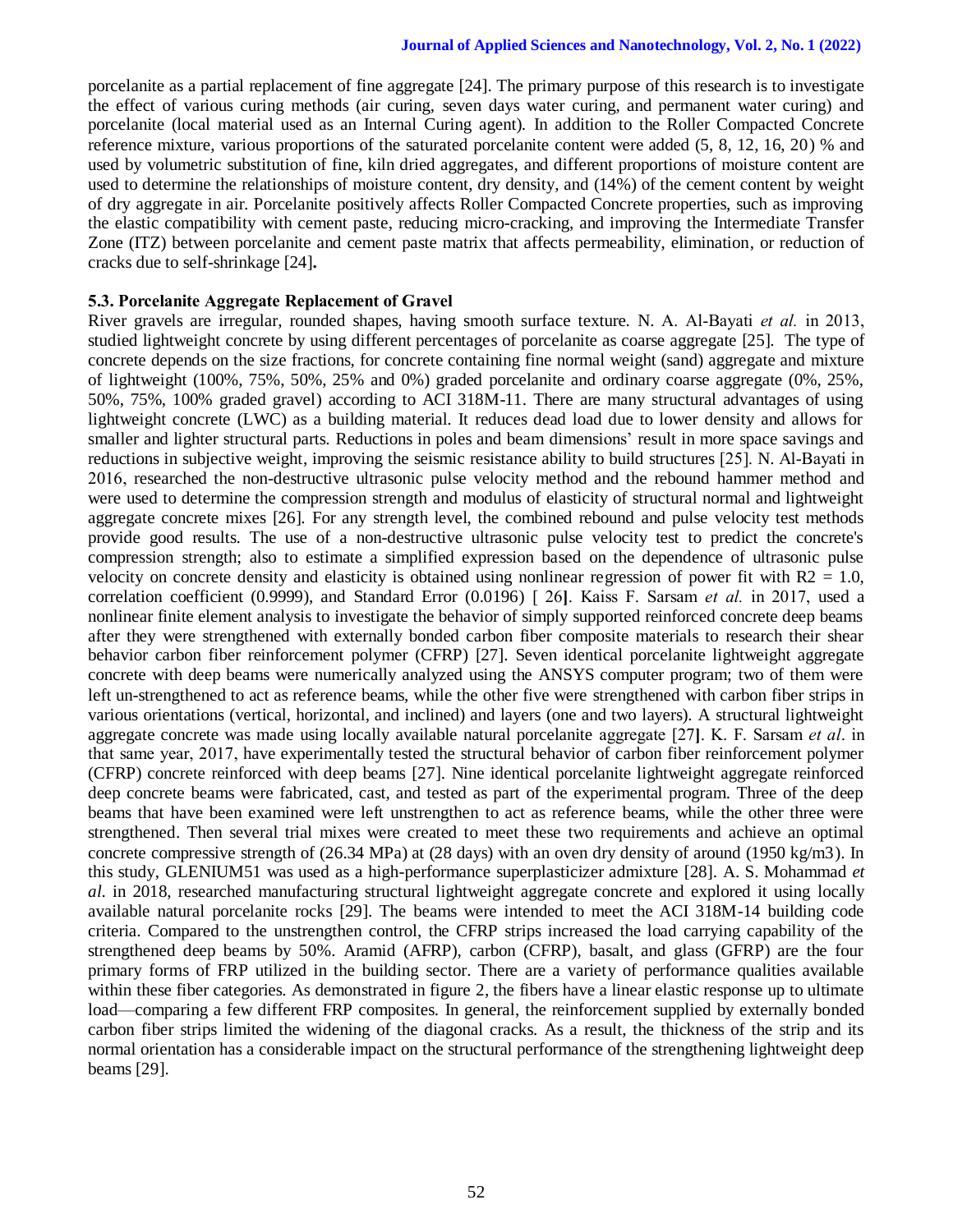porcelanite as a partial replacement of fine aggregate [24]. The primary purpose of this research is to investigate the effect of various curing methods (air curing, seven days water curing, and permanent water curing) and porcelanite (local material used as an Internal Curing agent). In addition to the Roller Compacted Concrete reference mixture, various proportions of the saturated porcelanite content were added (5, 8, 12, 16, 20) % and used by volumetric substitution of fine, kiln dried aggregates, and different proportions of moisture content are used to determine the relationships of moisture content, dry density, and (14%) of the cement content by weight of dry aggregate in air. Porcelanite positively affects Roller Compacted Concrete properties, such as improving the elastic compatibility with cement paste, reducing micro-cracking, and improving the Intermediate Transfer Zone (ITZ) between porcelanite and cement paste matrix that affects permeability, elimination, or reduction of cracks due to self-shrinkage [24]**.**

### 5.3. Porcelanite Aggregate Replacement of Gravel

River gravels are irregular, rounded shapes, having smooth surface texture. N. A. Al-Bayati *et al.* in 2013, studied lightweight concrete by using different percentages of porcelanite as coarse aggregate [25]. The type of concrete depends on the size fractions, for concrete containing fine normal weight (sand) aggregate and mixture of lightweight (100%, 75%, 50%, 25% and 0%) graded porcelanite and ordinary coarse aggregate (0%, 25%, 50%, 75%, 100% graded gravel) according to ACI 318M-11. There are many structural advantages of using lightweight concrete (LWC) as a building material. It reduces dead load due to lower density and allows for smaller and lighter structural parts. Reductions in poles and beam dimensions' result in more space savings and reductions in subjective weight, improving the seismic resistance ability to build structures [25]. N. Al-Bayati in 2016, researched the non-destructive ultrasonic pulse velocity method and the rebound hammer method and were used to determine the compression strength and modulus of elasticity of structural normal and lightweight aggregate concrete mixes [26]. For any strength level, the combined rebound and pulse velocity test methods provide good results. The use of a non-destructive ultrasonic pulse velocity test to predict the concrete's compression strength; also to estimate a simplified expression based on the dependence of ultrasonic pulse velocity on concrete density and elasticity is obtained using nonlinear regression of power fit with $R2 = 1.0$, correlation coefficient (0.9999), and Standard Error (0.0196) [ 26**]**. Kaiss F. Sarsam *et al.* in 2017, used a nonlinear finite element analysis to investigate the behavior of simply supported reinforced concrete deep beams after they were strengthened with externally bonded carbon fiber composite materials to research their shear behavior carbon fiber reinforcement polymer (CFRP) [27]. Seven identical porcelanite lightweight aggregate concrete with deep beams were numerically analyzed using the ANSYS computer program; two of them were left un-strengthened to act as reference beams, while the other five were strengthened with carbon fiber strips in various orientations (vertical, horizontal, and inclined) and layers (one and two layers). A structural lightweight aggregate concrete was made using locally available natural porcelanite aggregate [27**]**. K. F. Sarsam *et al*. in that same year, 2017, have experimentally tested the structural behavior of carbon fiber reinforcement polymer (CFRP) concrete reinforced with deep beams [27]. Nine identical porcelanite lightweight aggregate reinforced deep concrete beams were fabricated, cast, and tested as part of the experimental program. Three of the deep beams that have been examined were left unstrengthen to act as reference beams, while the other three were strengthened. Then several trial mixes were created to meet these two requirements and achieve an optimal concrete compressive strength of (26.34 MPa) at (28 days) with an oven dry density of around (1950 kg/m3). In this study, GLENIUM51 was used as a high-performance superplasticizer admixture [28]. A. S. Mohammad *et al.* in 2018, researched manufacturing structural lightweight aggregate concrete and explored it using locally available natural porcelanite rocks [29]. The beams were intended to meet the ACI 318M-14 building code criteria. Compared to the unstrengthen control, the CFRP strips increased the load carrying capability of the strengthened deep beams by 50%. Aramid (AFRP), carbon (CFRP), basalt, and glass (GFRP) are the four primary forms of FRP utilized in the building sector. There are a variety of performance qualities available within these fiber categories. As demonstrated in figure 2, the fibers have a linear elastic response up to ultimate load—comparing a few different FRP composites. In general, the reinforcement supplied by externally bonded carbon fiber strips limited the widening of the diagonal cracks. As a result, the thickness of the strip and its normal orientation has a considerable impact on the structural performance of the strengthening lightweight deep beams [29].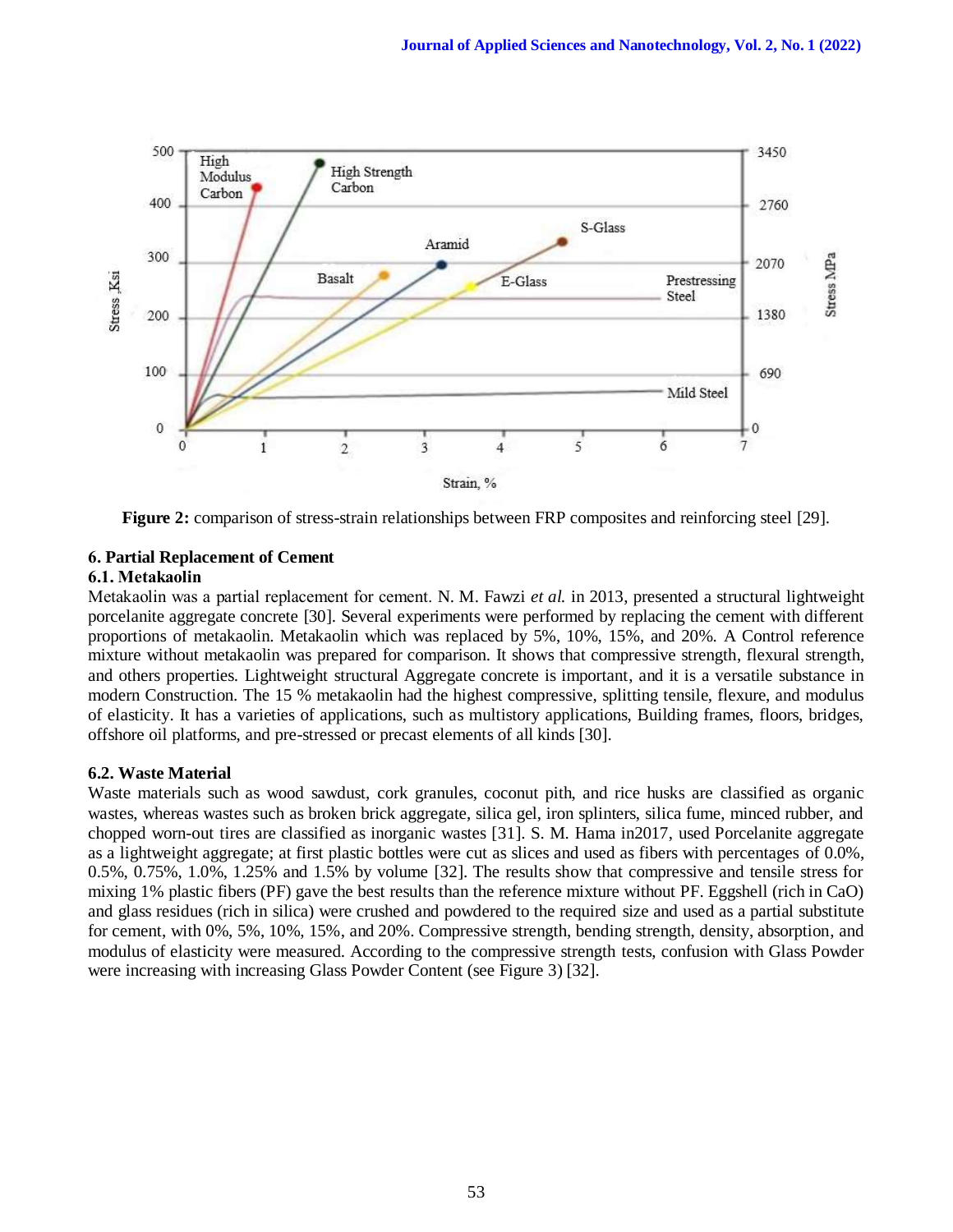**Figure 2:** comparison of stress-strain relationships between FRP composites and reinforcing steel [29].

## 6. Partial Replacement of Cement

### 6.1. Metakaolin

Metakaolin was a partial replacement for cement. N. M. Fawzi *et al.* in 2013, presented a structural lightweight porcelanite aggregate concrete [30]. Several experiments were performed by replacing the cement with different proportions of metakaolin. Metakaolin which was replaced by 5%, 10%, 15%, and 20%. A Control reference mixture without metakaolin was prepared for comparison. It shows that compressive strength, flexural strength, and others properties. Lightweight structural Aggregate concrete is important, and it is a versatile substance in modern Construction. The 15 % metakaolin had the highest compressive, splitting tensile, flexure, and modulus of elasticity. It has a varieties of applications, such as multistory applications, Building frames, floors, bridges, offshore oil platforms, and pre-stressed or precast elements of all kinds [30].

### 6.2. Waste Material

Waste materials such as wood sawdust, cork granules, coconut pith, and rice husks are classified as organic wastes, whereas wastes such as broken brick aggregate, silica gel, iron splinters, silica fume, minced rubber, and chopped worn-out tires are classified as inorganic wastes [31]. S. M. Hama in2017, used Porcelanite aggregate as a lightweight aggregate; at first plastic bottles were cut as slices and used as fibers with percentages of 0.0%, 0.5%, 0.75%, 1.0%, 1.25% and 1.5% by volume [32]. The results show that compressive and tensile stress for mixing 1% plastic fibers (PF) gave the best results than the reference mixture without PF. Eggshell (rich in CaO) and glass residues (rich in silica) were crushed and powdered to the required size and used as a partial substitute for cement, with 0%, 5%, 10%, 15%, and 20%. Compressive strength, bending strength, density, absorption, and modulus of elasticity were measured. According to the compressive strength tests, confusion with Glass Powder were increasing with increasing Glass Powder Content (see Figure 3) [32].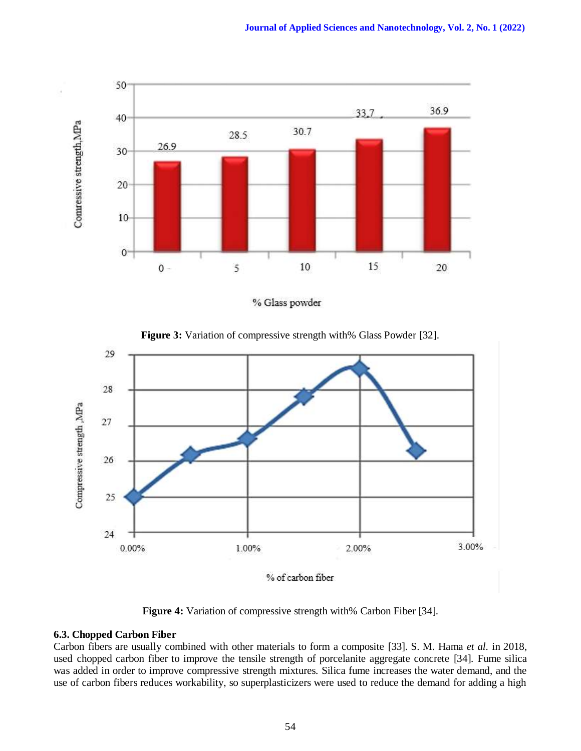Figure 3: Variation of compressive strength with% Glass Powder [32].

Figure 4: Variation of compressive strength with% Carbon Fiber [34].

### 6.3. Chopped Carbon Fiber

Carbon fibers are usually combined with other materials to form a composite [33]. S. M. Hama *et al.* in 2018, used chopped carbon fiber to improve the tensile strength of porcelanite aggregate concrete [34]. Fume silica was added in order to improve compressive strength mixtures. Silica fume increases the water demand, and the use of carbon fibers reduces workability, so superplasticizers were used to reduce the demand for adding a high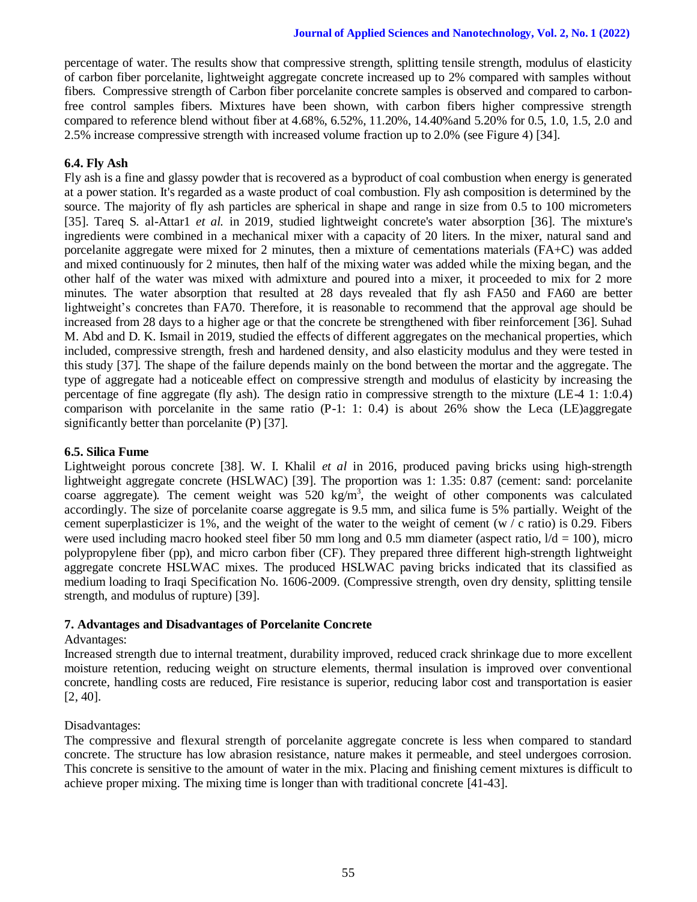percentage of water. The results show that compressive strength, splitting tensile strength, modulus of elasticity of carbon fiber porcelanite, lightweight aggregate concrete increased up to 2% compared with samples without fibers. Compressive strength of Carbon fiber porcelanite concrete samples is observed and compared to carbon-free control samples fibers. Mixtures have been shown, with carbon fibers higher compressive strength compared to reference blend without fiber at 4.68%, 6.52%, 11.20%, 14.40%and 5.20% for 0.5, 1.0, 1.5, 2.0 and 2.5% increase compressive strength with increased volume fraction up to 2.0% (see Figure 4) [34].

### 6.4. Fly Ash

Fly ash is a fine and glassy powder that is recovered as a byproduct of coal combustion when energy is generated at a power station. It's regarded as a waste product of coal combustion. Fly ash composition is determined by the source. The majority of fly ash particles are spherical in shape and range in size from 0.5 to 100 micrometers [35]. Tareq S. al-Attar1 *et al.* in 2019, studied lightweight concrete's water absorption [36]. The mixture's ingredients were combined in a mechanical mixer with a capacity of 20 liters. In the mixer, natural sand and porcelanite aggregate were mixed for 2 minutes, then a mixture of cementations materials (FA+C) was added and mixed continuously for 2 minutes, then half of the mixing water was added while the mixing began, and the other half of the water was mixed with admixture and poured into a mixer, it proceeded to mix for 2 more minutes. The water absorption that resulted at 28 days revealed that fly ash FA50 and FA60 are better lightweight's concretes than FA70. Therefore, it is reasonable to recommend that the approval age should be increased from 28 days to a higher age or that the concrete be strengthened with fiber reinforcement [36]. Suhad M. Abd and D. K. Ismail in 2019, studied the effects of different aggregates on the mechanical properties, which included, compressive strength, fresh and hardened density, and also elasticity modulus and they were tested in this study [37]. The shape of the failure depends mainly on the bond between the mortar and the aggregate. The type of aggregate had a noticeable effect on compressive strength and modulus of elasticity by increasing the percentage of fine aggregate (fly ash). The design ratio in compressive strength to the mixture (LE-4 1: 1:0.4) comparison with porcelanite in the same ratio (P-1: 1: 0.4) is about 26% show the Leca (LE)aggregate significantly better than porcelanite (P) [37].

### 6.5. Silica Fume

Lightweight porous concrete [38]. W. I. Khalil *et al* in 2016, produced paving bricks using high-strength lightweight aggregate concrete (HSLWAC) [39]. The proportion was 1: 1.35: 0.87 (cement: sand: porcelanite coarse aggregate). The cement weight was 520 $kg/m^3$, the weight of other components was calculated accordingly. The size of porcelanite coarse aggregate is 9.5 mm, and silica fume is 5% partially. Weight of the cement superplasticizer is 1%, and the weight of the water to the weight of cement (w / c ratio) is 0.29. Fibers were used including macro hooked steel fiber 50 mm long and 0.5 mm diameter (aspect ratio, $l/d = 100$), micro polypropylene fiber (pp), and micro carbon fiber (CF). They prepared three different high-strength lightweight aggregate concrete HSLWAC mixes. The produced HSLWAC paving bricks indicated that its classified as medium loading to Iraqi Specification No. 1606-2009. (Compressive strength, oven dry density, splitting tensile strength, and modulus of rupture) [39].

## 7. Advantages and Disadvantages of Porcelanite Concrete

Advantages:

Increased strength due to internal treatment, durability improved, reduced crack shrinkage due to more excellent moisture retention, reducing weight on structure elements, thermal insulation is improved over conventional concrete, handling costs are reduced, Fire resistance is superior, reducing labor cost and transportation is easier [2, 40].

Disadvantages:

The compressive and flexural strength of porcelanite aggregate concrete is less when compared to standard concrete. The structure has low abrasion resistance, nature makes it permeable, and steel undergoes corrosion. This concrete is sensitive to the amount of water in the mix. Placing and finishing cement mixtures is difficult to achieve proper mixing. The mixing time is longer than with traditional concrete [41-43].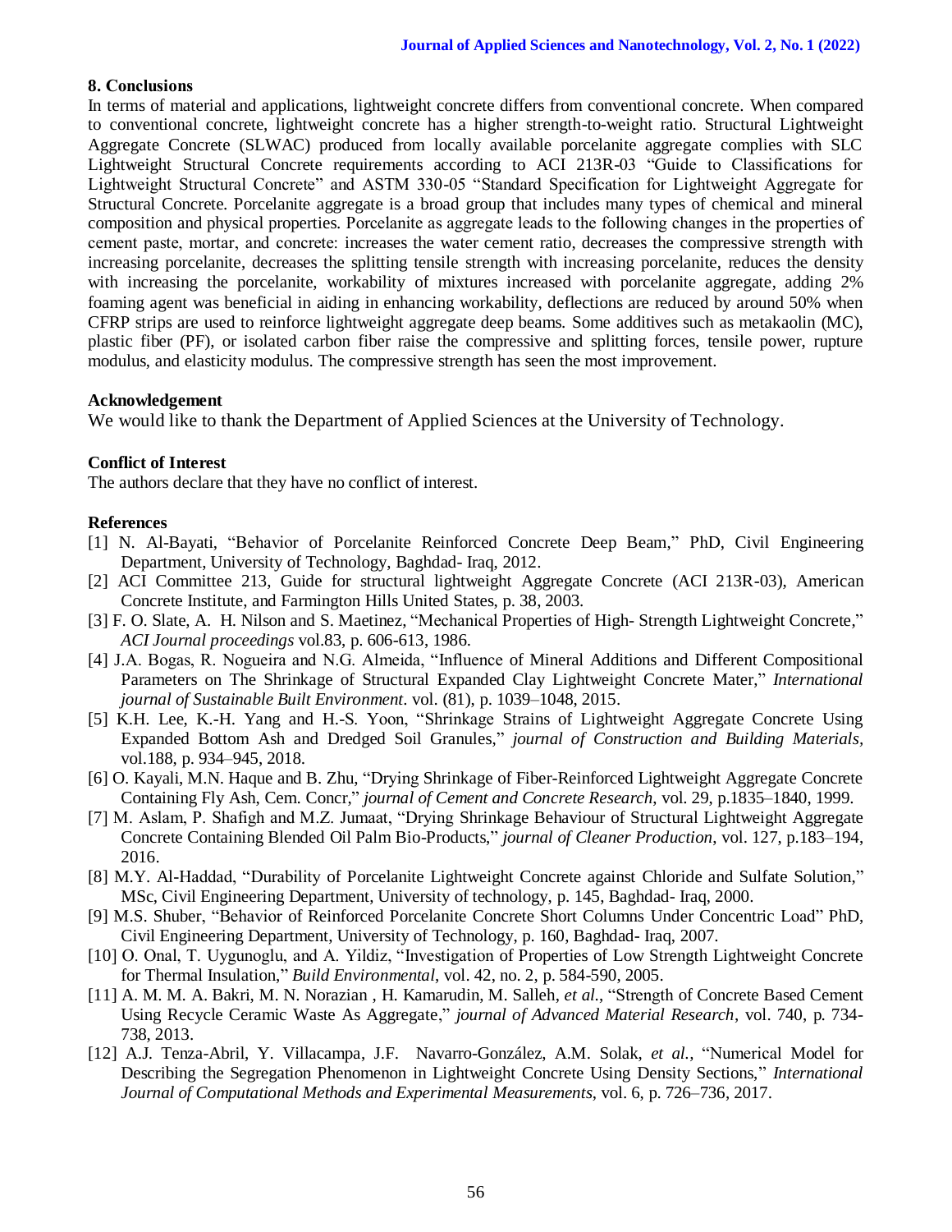## 8. Conclusions

In terms of material and applications, lightweight concrete differs from conventional concrete. When compared to conventional concrete, lightweight concrete has a higher strength-to-weight ratio. Structural Lightweight Aggregate Concrete (SLWAC) produced from locally available porcelanite aggregate complies with SLC Lightweight Structural Concrete requirements according to ACI 213R-03 "Guide to Classifications for Lightweight Structural Concrete" and ASTM 330-05 "Standard Specification for Lightweight Aggregate for Structural Concrete. Porcelanite aggregate is a broad group that includes many types of chemical and mineral composition and physical properties. Porcelanite as aggregate leads to the following changes in the properties of cement paste, mortar, and concrete: increases the water cement ratio, decreases the compressive strength with increasing porcelanite, decreases the splitting tensile strength with increasing porcelanite, reduces the density with increasing the porcelanite, workability of mixtures increased with porcelanite aggregate, adding 2% foaming agent was beneficial in aiding in enhancing workability, deflections are reduced by around 50% when CFRP strips are used to reinforce lightweight aggregate deep beams. Some additives such as metakaolin (MC), plastic fiber (PF), or isolated carbon fiber raise the compressive and splitting forces, tensile power, rupture modulus, and elasticity modulus. The compressive strength has seen the most improvement.

## Acknowledgement

We would like to thank the Department of Applied Sciences at the University of Technology.

## Conflict of Interest

The authors declare that they have no conflict of interest.

## References

[1] N. Al-Bayati, "Behavior of Porcelanite Reinforced Concrete Deep Beam," PhD, Civil Engineering Department, University of Technology, Baghdad- Iraq, 2012.

[2] ACI Committee 213, Guide for structural lightweight Aggregate Concrete (ACI 213R-03), American Concrete Institute, and Farmington Hills United States, p. 38, 2003.

[3] F. O. Slate, A. H. Nilson and S. Maetinez, "Mechanical Properties of High- Strength Lightweight Concrete," *ACI Journal proceedings* vol.83, p. 606-613, 1986.

[4] J.A. Bogas, R. Nogueira and N.G. Almeida, "Influence of Mineral Additions and Different Compositional Parameters on The Shrinkage of Structural Expanded Clay Lightweight Concrete Mater," *International journal of Sustainable Built Environment*. vol. (81), p. 1039–1048, 2015.

[5] K.H. Lee, K.-H. Yang and H.-S. Yoon, "Shrinkage Strains of Lightweight Aggregate Concrete Using Expanded Bottom Ash and Dredged Soil Granules," *journal of Construction and Building Materials*, vol.188, p. 934–945, 2018.

[6] O. Kayali, M.N. Haque and B. Zhu, "Drying Shrinkage of Fiber-Reinforced Lightweight Aggregate Concrete Containing Fly Ash, Cem. Concr," *journal of Cement and Concrete Research*, vol. 29, p.1835–1840, 1999.

[7] M. Aslam, P. Shafigh and M.Z. Jumaat, "Drying Shrinkage Behaviour of Structural Lightweight Aggregate Concrete Containing Blended Oil Palm Bio-Products," *journal of Cleaner Production*, vol. 127, p.183–194, 2016.

[8] M.Y. Al-Haddad, "Durability of Porcelanite Lightweight Concrete against Chloride and Sulfate Solution," MSc, Civil Engineering Department, University of technology, p. 145, Baghdad- Iraq, 2000.

[9] M.S. Shuber, "Behavior of Reinforced Porcelanite Concrete Short Columns Under Concentric Load" PhD, Civil Engineering Department, University of Technology, p. 160, Baghdad- Iraq, 2007.

[10] O. Onal, T. Uygunoglu, and A. Yildiz, "Investigation of Properties of Low Strength Lightweight Concrete for Thermal Insulation," *Build Environmental*, vol. 42, no. 2, p. 584-590, 2005.

[11] A. M. M. A. Bakri, M. N. Norazian , H. Kamarudin, M. Salleh, *et al.*, "Strength of Concrete Based Cement Using Recycle Ceramic Waste As Aggregate," *journal of Advanced Material Research*, vol. 740, p. 734-738, 2013.

[12] A.J. Tenza-Abril, Y. Villacampa, J.F. Navarro-González, A.M. Solak, *et al.*, "Numerical Model for Describing the Segregation Phenomenon in Lightweight Concrete Using Density Sections," *International Journal of Computational Methods and Experimental Measurements*, vol. 6, p. 726–736, 2017.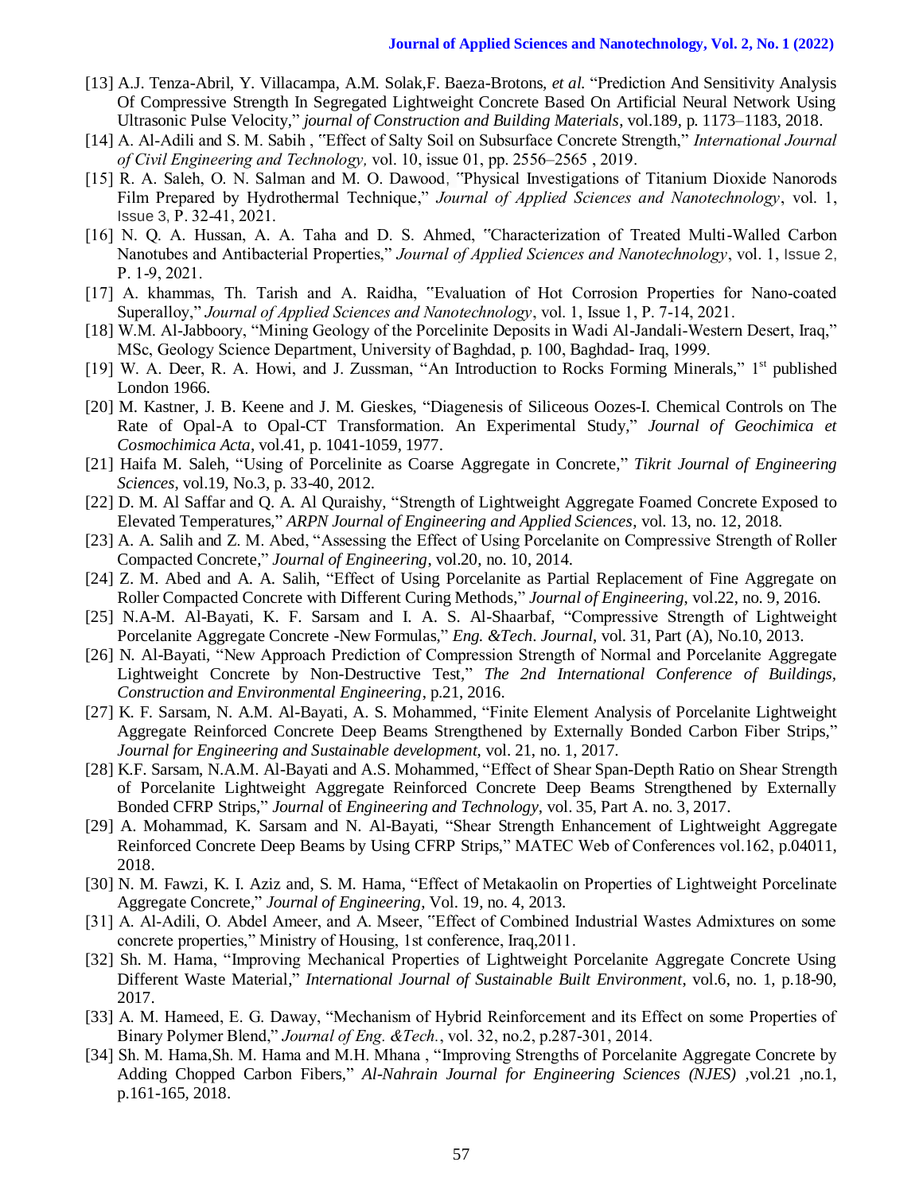[13] A.J. Tenza-Abril, Y. Villacampa, A.M. Solak,F. Baeza-Brotons, *et al.* "Prediction And Sensitivity Analysis Of Compressive Strength In Segregated Lightweight Concrete Based On Artificial Neural Network Using Ultrasonic Pulse Velocity," *journal of Construction and Building Materials*, vol.189, p. 1173–1183, 2018.

[14] A. Al-Adili and S. M. Sabih , "Effect of Salty Soil on Subsurface Concrete Strength," *International Journal of Civil Engineering and Technology,* vol. 10, issue 01, pp. 2556–2565 , 2019.

[15] R. A. Saleh, O. N. Salman and M. O. Dawood, "Physical Investigations of Titanium Dioxide Nanorods Film Prepared by Hydrothermal Technique," *Journal of Applied Sciences and Nanotechnology*, vol. 1, Issue 3, P. 32-41, 2021.

[16] N. Q. A. Hussan, A. A. Taha and D. S. Ahmed, "Characterization of Treated Multi-Walled Carbon Nanotubes and Antibacterial Properties," *Journal of Applied Sciences and Nanotechnology*, vol. 1, Issue 2, P. 1-9, 2021.

[17] A. khammas, Th. Tarish and A. Raidha, "Evaluation of Hot Corrosion Properties for Nano-coated Superalloy," *Journal of Applied Sciences and Nanotechnology*, vol. 1, Issue 1, P. 7-14, 2021.

[18] W.M. Al-Jabboory, "Mining Geology of the Porcelinite Deposits in Wadi Al-Jandali-Western Desert, Iraq," MSc, Geology Science Department, University of Baghdad, p. 100, Baghdad- Iraq, 1999.

[19] W. A. Deer, R. A. Howi, and J. Zussman, "An Introduction to Rocks Forming Minerals," 1st published London 1966.

[20] M. Kastner, J. B. Keene and J. M. Gieskes, "Diagenesis of Siliceous Oozes-I. Chemical Controls on The Rate of Opal-A to Opal-CT Transformation. An Experimental Study," *Journal of Geochimica et Cosmochimica Acta*, vol.41, p. 1041-1059, 1977.

[21] Haifa M. Saleh, "Using of Porcelinite as Coarse Aggregate in Concrete," *Tikrit Journal of Engineering Sciences*, vol.19, No.3, p. 33-40, 2012.

[22] D. M. Al Saffar and Q. A. Al Quraishy, "Strength of Lightweight Aggregate Foamed Concrete Exposed to Elevated Temperatures," *ARPN Journal of Engineering and Applied Sciences*, vol. 13, no. 12, 2018.

[23] A. A. Salih and Z. M. Abed, "Assessing the Effect of Using Porcelanite on Compressive Strength of Roller Compacted Concrete," *Journal of Engineering*, vol.20, no. 10, 2014.

[24] Z. M. Abed and A. A. Salih, "Effect of Using Porcelanite as Partial Replacement of Fine Aggregate on Roller Compacted Concrete with Different Curing Methods," *Journal of Engineering*, vol.22, no. 9, 2016.

[25] N.A-M. Al-Bayati, K. F. Sarsam and I. A. S. Al-Shaarbaf, "Compressive Strength of Lightweight Porcelanite Aggregate Concrete -New Formulas," *Eng. &Tech. Journal*, vol. 31, Part (A), No.10, 2013.

[26] N. Al-Bayati, "New Approach Prediction of Compression Strength of Normal and Porcelanite Aggregate Lightweight Concrete by Non-Destructive Test," *The 2nd International Conference of Buildings, Construction and Environmental Engineering*, p.21, 2016.

[27] K. F. Sarsam, N. A.M. Al-Bayati, A. S. Mohammed, "Finite Element Analysis of Porcelanite Lightweight Aggregate Reinforced Concrete Deep Beams Strengthened by Externally Bonded Carbon Fiber Strips," *Journal for Engineering and Sustainable development*, vol. 21, no. 1, 2017.

[28] K.F. Sarsam, N.A.M. Al-Bayati and A.S. Mohammed, "Effect of Shear Span-Depth Ratio on Shear Strength of Porcelanite Lightweight Aggregate Reinforced Concrete Deep Beams Strengthened by Externally Bonded CFRP Strips," *Journal* of *Engineering and Technology*, vol. 35, Part A. no. 3, 2017.

[29] A. Mohammad, K. Sarsam and N. Al-Bayati, "Shear Strength Enhancement of Lightweight Aggregate Reinforced Concrete Deep Beams by Using CFRP Strips," MATEC Web of Conferences vol.162, p.04011, 2018.

[30] N. M. Fawzi, K. I. Aziz and, S. M. Hama, "Effect of Metakaolin on Properties of Lightweight Porcelinate Aggregate Concrete," *Journal of Engineering*, Vol. 19, no. 4, 2013.

[31] A. Al-Adili, O. Abdel Ameer, and A. Mseer, "Effect of Combined Industrial Wastes Admixtures on some concrete properties," Ministry of Housing, 1st conference, Iraq,2011.

[32] Sh. M. Hama, "Improving Mechanical Properties of Lightweight Porcelanite Aggregate Concrete Using Different Waste Material," *International Journal of Sustainable Built Environment*, vol.6, no. 1, p.18-90, 2017.

[33] A. M. Hameed, E. G. Daway, "Mechanism of Hybrid Reinforcement and its Effect on some Properties of Binary Polymer Blend," *Journal of Eng. &Tech.*, vol. 32, no.2, p.287-301, 2014.

[34] Sh. M. Hama,Sh. M. Hama and M.H. Mhana , "Improving Strengths of Porcelanite Aggregate Concrete by Adding Chopped Carbon Fibers," *Al-Nahrain Journal for Engineering Sciences (NJES)* ,vol.21 ,no.1, p.161-165, 2018.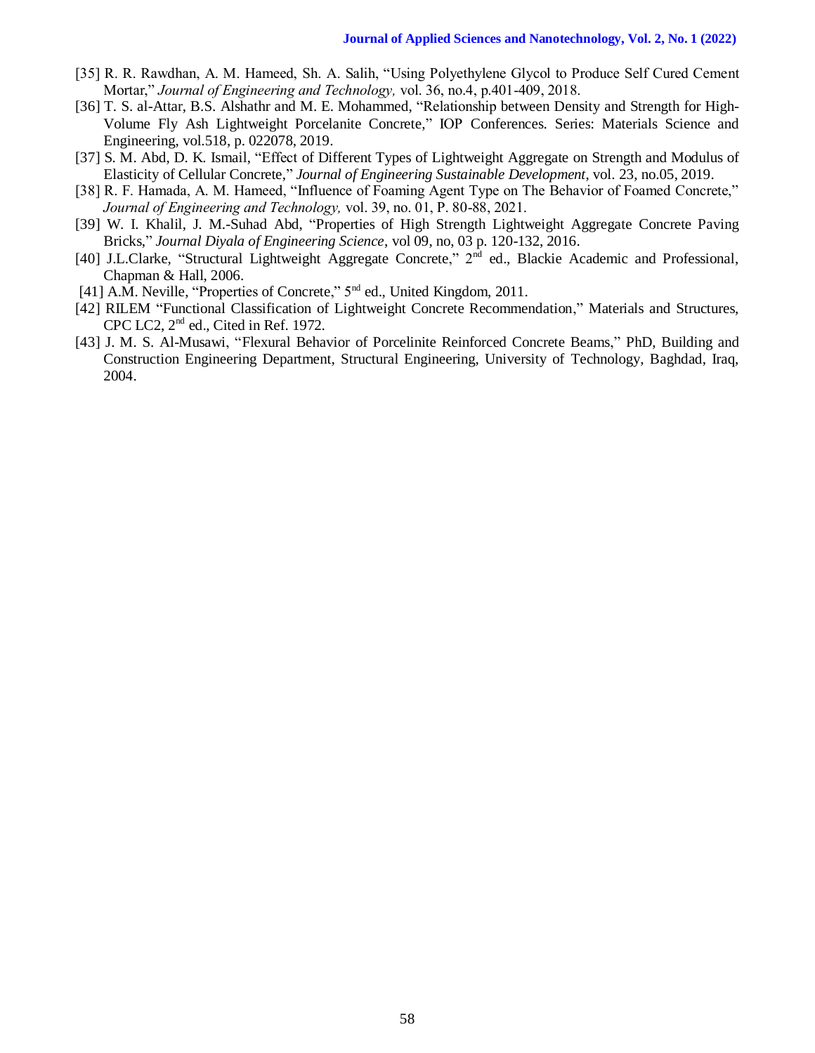[35] R. R. Rawdhan, A. M. Hameed, Sh. A. Salih, "Using Polyethylene Glycol to Produce Self Cured Cement Mortar," *Journal of Engineering and Technology,* vol. 36, no.4, p.401-409, 2018.

[36] T. S. al-Attar, B.S. Alshathr and M. E. Mohammed, "Relationship between Density and Strength for High-Volume Fly Ash Lightweight Porcelanite Concrete," IOP Conferences. Series: Materials Science and Engineering, vol.518, p. 022078, 2019.

[37] S. M. Abd, D. K. Ismail, "Effect of Different Types of Lightweight Aggregate on Strength and Modulus of Elasticity of Cellular Concrete," *Journal of Engineering Sustainable Development*, vol. 23, no.05, 2019.

[38] R. F. Hamada, A. M. Hameed, "Influence of Foaming Agent Type on The Behavior of Foamed Concrete," *Journal of Engineering and Technology,* vol. 39, no. 01, P. 80-88, 2021.

[39] W. I. Khalil, J. M.-Suhad Abd, "Properties of High Strength Lightweight Aggregate Concrete Paving Bricks," *Journal Diyala of Engineering Science*, vol 09, no, 03 p. 120-132, 2016.

[40] J.L.Clarke, "Structural Lightweight Aggregate Concrete," 2nd ed., Blackie Academic and Professional, Chapman & Hall, 2006.

[41] A.M. Neville, "Properties of Concrete," 5nd ed., United Kingdom, 2011.

[42] RILEM "Functional Classification of Lightweight Concrete Recommendation," Materials and Structures, CPC LC2, 2nd ed., Cited in Ref. 1972.

[43] J. M. S. Al-Musawi, "Flexural Behavior of Porcelinite Reinforced Concrete Beams," PhD, Building and Construction Engineering Department, Structural Engineering, University of Technology, Baghdad, Iraq, 2004.